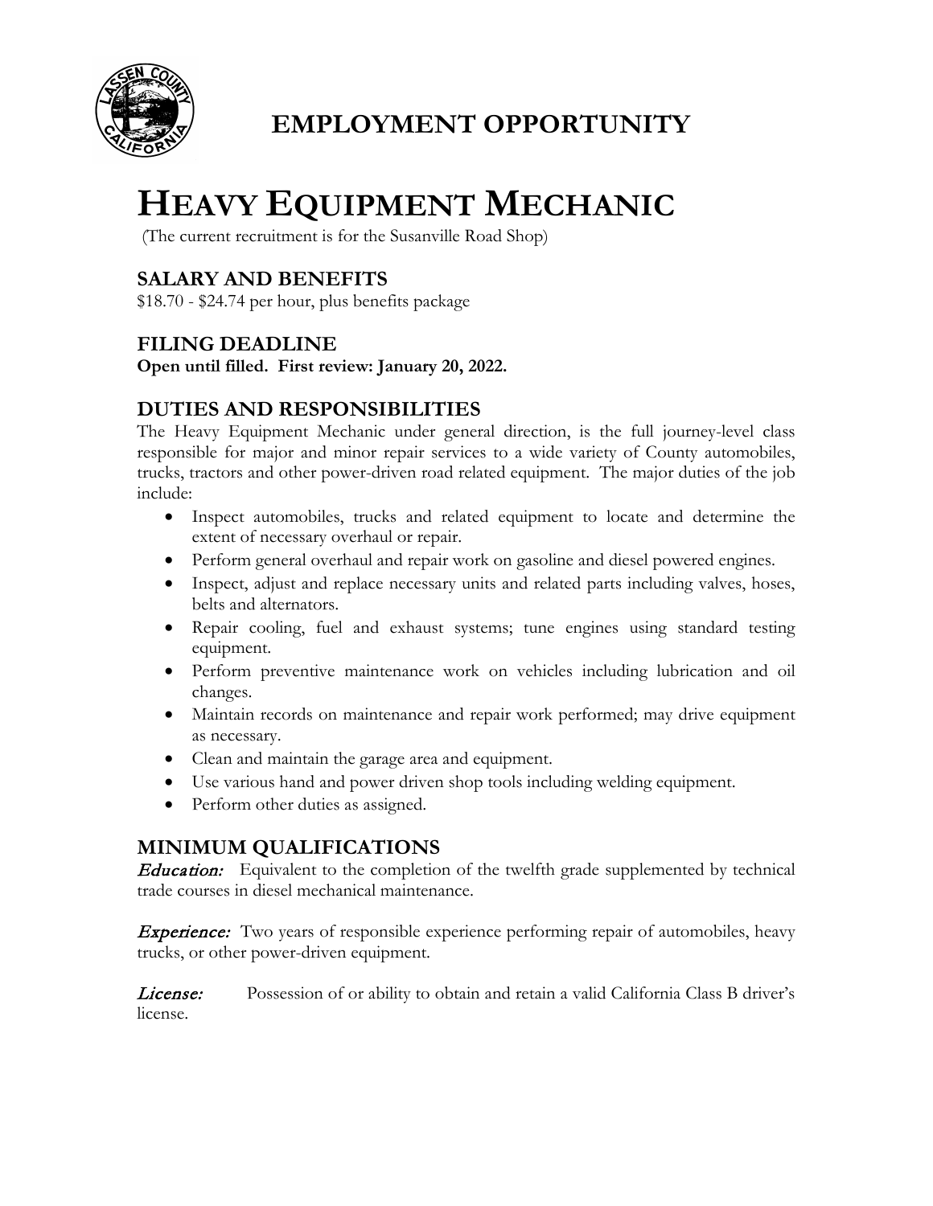# EMPLOYMENT OPPORTUNITY

# HEAVY EQUIPMENT MECHANIC

(The current recruitment is for the Susanville Road Shop)

## SALARY AND BENEFITS

$18.70 - $24.74 per hour, plus benefits package

## FILING DEADLINE

**Open until filled. First review: January 20, 2022.**

## DUTIES AND RESPONSIBILITIES

The Heavy Equipment Mechanic under general direction, is the full journey-level class responsible for major and minor repair services to a wide variety of County automobiles, trucks, tractors and other power-driven road related equipment. The major duties of the job include:

- Inspect automobiles, trucks and related equipment to locate and determine the extent of necessary overhaul or repair.
- Perform general overhaul and repair work on gasoline and diesel powered engines.
- Inspect, adjust and replace necessary units and related parts including valves, hoses, belts and alternators.
- Repair cooling, fuel and exhaust systems; tune engines using standard testing equipment.
- Perform preventive maintenance work on vehicles including lubrication and oil changes.
- Maintain records on maintenance and repair work performed; may drive equipment as necessary.
- Clean and maintain the garage area and equipment.
- Use various hand and power driven shop tools including welding equipment.
- Perform other duties as assigned.

## MINIMUM QUALIFICATIONS

***Education:*** Equivalent to the completion of the twelfth grade supplemented by technical trade courses in diesel mechanical maintenance.

***Experience:*** Two years of responsible experience performing repair of automobiles, heavy trucks, or other power-driven equipment.

***License:*** Possession of or ability to obtain and retain a valid California Class B driver's license.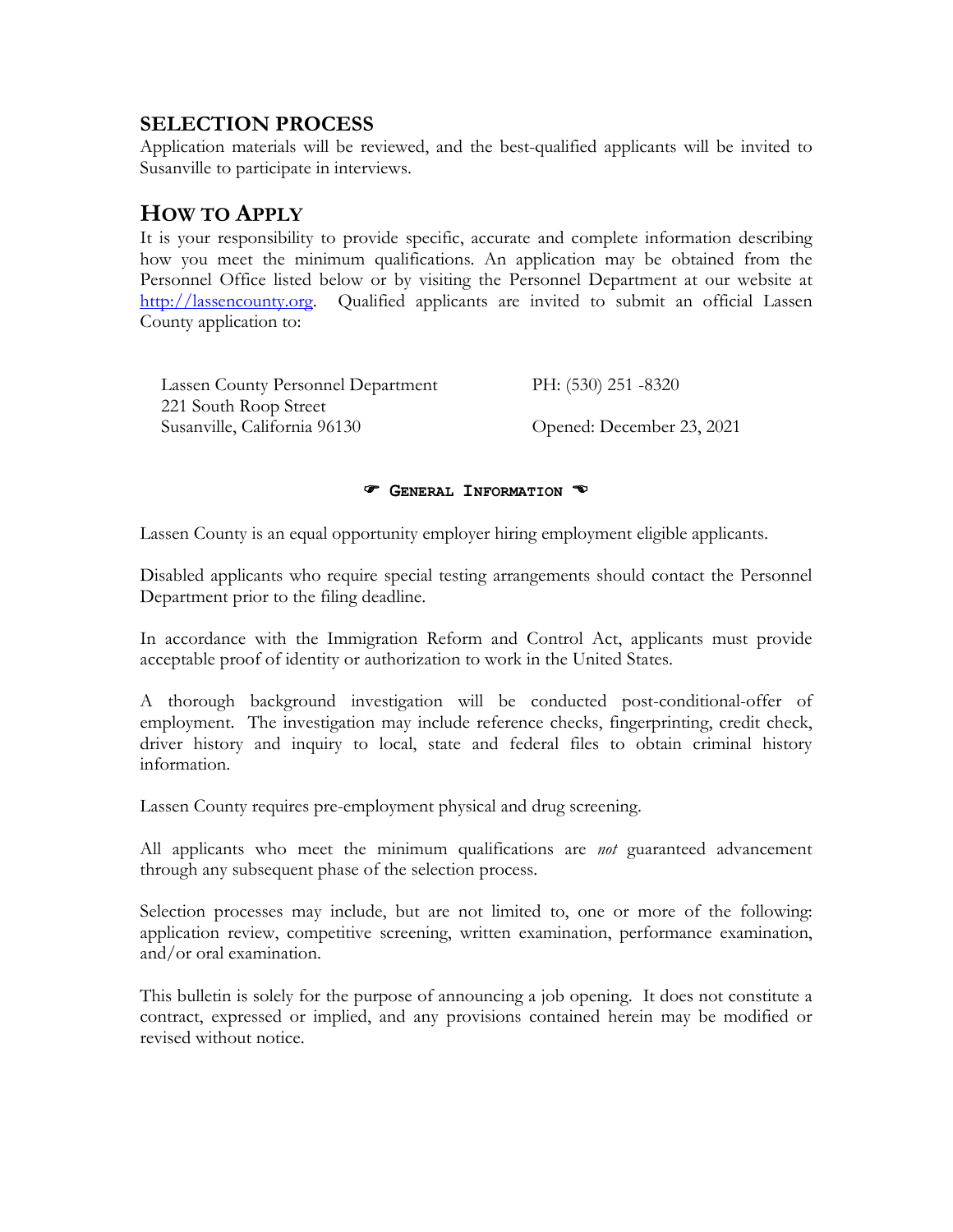## SELECTION PROCESS

Application materials will be reviewed, and the best-qualified applicants will be invited to Susanville to participate in interviews.

## HOW TO APPLY

It is your responsibility to provide specific, accurate and complete information describing how you meet the minimum qualifications. An application may be obtained from the Personnel Office listed below or by visiting the Personnel Department at our website at [http://lassencounty.org](http://lassencounty.org). Qualified applicants are invited to submit an official Lassen County application to:

| | |
|---|---|
| Lassen County Personnel Department | PH: (530) 251 -8320 |
| 221 South Roop Street | |
| Susanville, California 96130 | Opened: December 23, 2021 |

### ☛ GENERAL INFORMATION ☚

Lassen County is an equal opportunity employer hiring employment eligible applicants.

Disabled applicants who require special testing arrangements should contact the Personnel Department prior to the filing deadline.

In accordance with the Immigration Reform and Control Act, applicants must provide acceptable proof of identity or authorization to work in the United States.

A thorough background investigation will be conducted post-conditional-offer of employment. The investigation may include reference checks, fingerprinting, credit check, driver history and inquiry to local, state and federal files to obtain criminal history information.

Lassen County requires pre-employment physical and drug screening.

All applicants who meet the minimum qualifications are *not* guaranteed advancement through any subsequent phase of the selection process.

Selection processes may include, but are not limited to, one or more of the following: application review, competitive screening, written examination, performance examination, and/or oral examination.

This bulletin is solely for the purpose of announcing a job opening. It does not constitute a contract, expressed or implied, and any provisions contained herein may be modified or revised without notice.